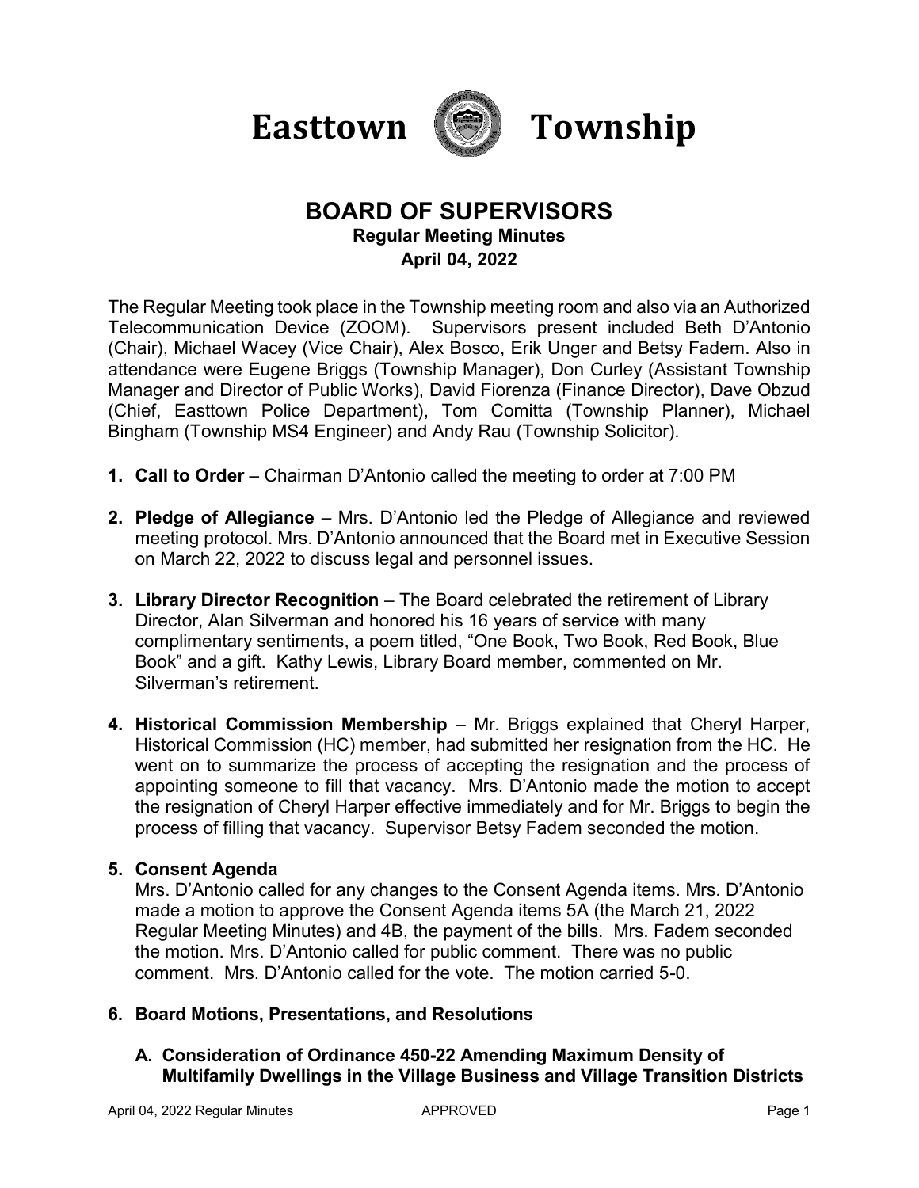# Easttown Township

## BOARD OF SUPERVISORS

**Regular Meeting Minutes**

**April 04, 2022**

The Regular Meeting took place in the Township meeting room and also via an Authorized Telecommunication Device (ZOOM). Supervisors present included Beth D'Antonio (Chair), Michael Wacey (Vice Chair), Alex Bosco, Erik Unger and Betsy Fadem. Also in attendance were Eugene Briggs (Township Manager), Don Curley (Assistant Township Manager and Director of Public Works), David Fiorenza (Finance Director), Dave Obzud (Chief, Easttown Police Department), Tom Comitta (Township Planner), Michael Bingham (Township MS4 Engineer) and Andy Rau (Township Solicitor).

1. **Call to Order** – Chairman D'Antonio called the meeting to order at 7:00 PM

2. **Pledge of Allegiance** – Mrs. D'Antonio led the Pledge of Allegiance and reviewed meeting protocol. Mrs. D'Antonio announced that the Board met in Executive Session on March 22, 2022 to discuss legal and personnel issues.

3. **Library Director Recognition** – The Board celebrated the retirement of Library Director, Alan Silverman and honored his 16 years of service with many complimentary sentiments, a poem titled, "One Book, Two Book, Red Book, Blue Book" and a gift. Kathy Lewis, Library Board member, commented on Mr. Silverman's retirement.

4. **Historical Commission Membership** – Mr. Briggs explained that Cheryl Harper, Historical Commission (HC) member, had submitted her resignation from the HC. He went on to summarize the process of accepting the resignation and the process of appointing someone to fill that vacancy. Mrs. D'Antonio made the motion to accept the resignation of Cheryl Harper effective immediately and for Mr. Briggs to begin the process of filling that vacancy. Supervisor Betsy Fadem seconded the motion.

5. **Consent Agenda**

   Mrs. D'Antonio called for any changes to the Consent Agenda items. Mrs. D'Antonio made a motion to approve the Consent Agenda items 5A (the March 21, 2022 Regular Meeting Minutes) and 4B, the payment of the bills. Mrs. Fadem seconded the motion. Mrs. D'Antonio called for public comment. There was no public comment. Mrs. D'Antonio called for the vote. The motion carried 5-0.

6. **Board Motions, Presentations, and Resolutions**

   **A. Consideration of Ordinance 450-22 Amending Maximum Density of Multifamily Dwellings in the Village Business and Village Transition Districts**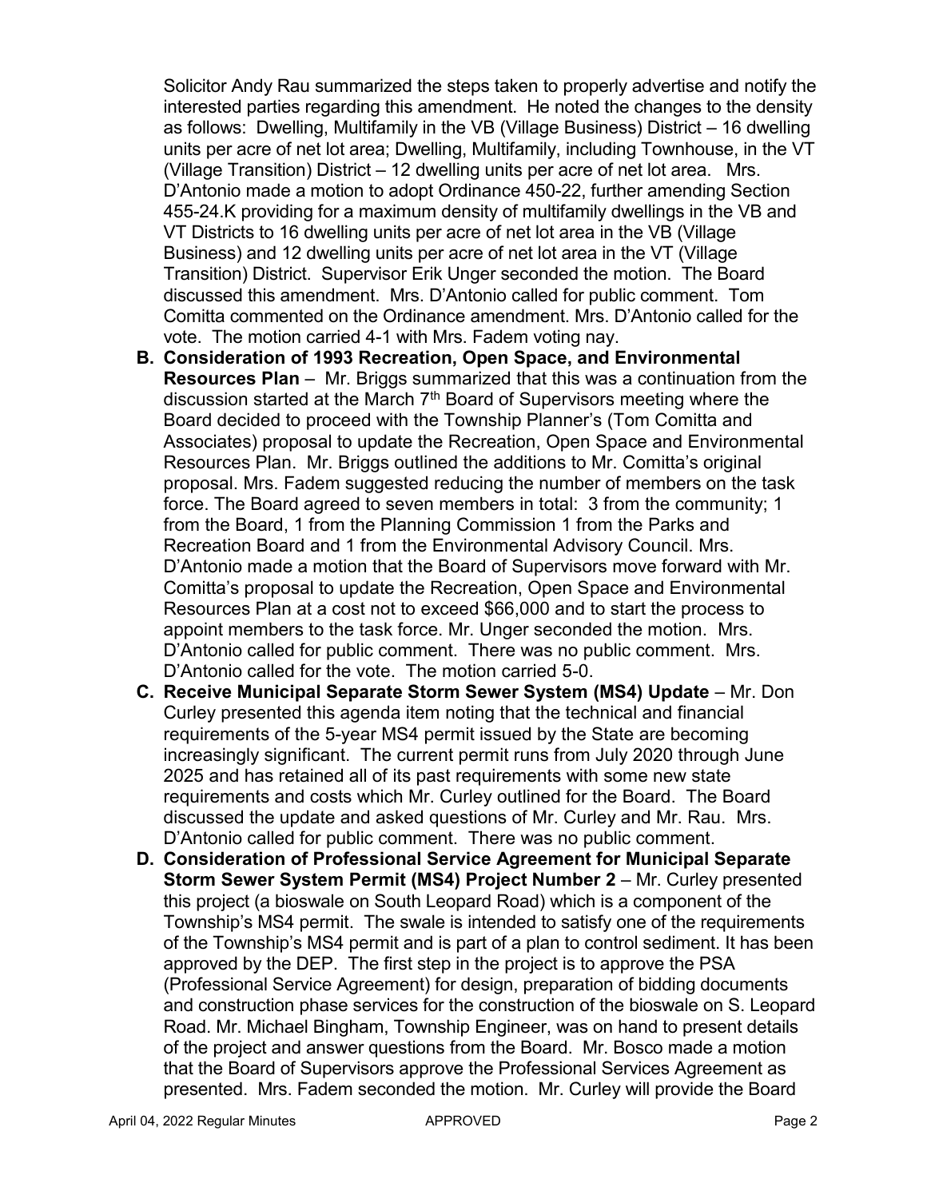Solicitor Andy Rau summarized the steps taken to properly advertise and notify the interested parties regarding this amendment. He noted the changes to the density as follows: Dwelling, Multifamily in the VB (Village Business) District – 16 dwelling units per acre of net lot area; Dwelling, Multifamily, including Townhouse, in the VT (Village Transition) District – 12 dwelling units per acre of net lot area. Mrs. D'Antonio made a motion to adopt Ordinance 450-22, further amending Section 455-24.K providing for a maximum density of multifamily dwellings in the VB and VT Districts to 16 dwelling units per acre of net lot area in the VB (Village Business) and 12 dwelling units per acre of net lot area in the VT (Village Transition) District. Supervisor Erik Unger seconded the motion. The Board discussed this amendment. Mrs. D'Antonio called for public comment. Tom Comitta commented on the Ordinance amendment. Mrs. D'Antonio called for the vote. The motion carried 4-1 with Mrs. Fadem voting nay.

**B. Consideration of 1993 Recreation, Open Space, and Environmental Resources Plan** – Mr. Briggs summarized that this was a continuation from the discussion started at the March 7th Board of Supervisors meeting where the Board decided to proceed with the Township Planner's (Tom Comitta and Associates) proposal to update the Recreation, Open Space and Environmental Resources Plan. Mr. Briggs outlined the additions to Mr. Comitta's original proposal. Mrs. Fadem suggested reducing the number of members on the task force. The Board agreed to seven members in total: 3 from the community; 1 from the Board, 1 from the Planning Commission 1 from the Parks and Recreation Board and 1 from the Environmental Advisory Council. Mrs. D'Antonio made a motion that the Board of Supervisors move forward with Mr. Comitta's proposal to update the Recreation, Open Space and Environmental Resources Plan at a cost not to exceed $66,000 and to start the process to appoint members to the task force. Mr. Unger seconded the motion. Mrs. D'Antonio called for public comment. There was no public comment. Mrs. D'Antonio called for the vote. The motion carried 5-0.

**C. Receive Municipal Separate Storm Sewer System (MS4) Update** – Mr. Don Curley presented this agenda item noting that the technical and financial requirements of the 5-year MS4 permit issued by the State are becoming increasingly significant. The current permit runs from July 2020 through June 2025 and has retained all of its past requirements with some new state requirements and costs which Mr. Curley outlined for the Board. The Board discussed the update and asked questions of Mr. Curley and Mr. Rau. Mrs. D'Antonio called for public comment. There was no public comment.

**D. Consideration of Professional Service Agreement for Municipal Separate Storm Sewer System Permit (MS4) Project Number 2** – Mr. Curley presented this project (a bioswale on South Leopard Road) which is a component of the Township's MS4 permit. The swale is intended to satisfy one of the requirements of the Township's MS4 permit and is part of a plan to control sediment. It has been approved by the DEP. The first step in the project is to approve the PSA (Professional Service Agreement) for design, preparation of bidding documents and construction phase services for the construction of the bioswale on S. Leopard Road. Mr. Michael Bingham, Township Engineer, was on hand to present details of the project and answer questions from the Board. Mr. Bosco made a motion that the Board of Supervisors approve the Professional Services Agreement as presented. Mrs. Fadem seconded the motion. Mr. Curley will provide the Board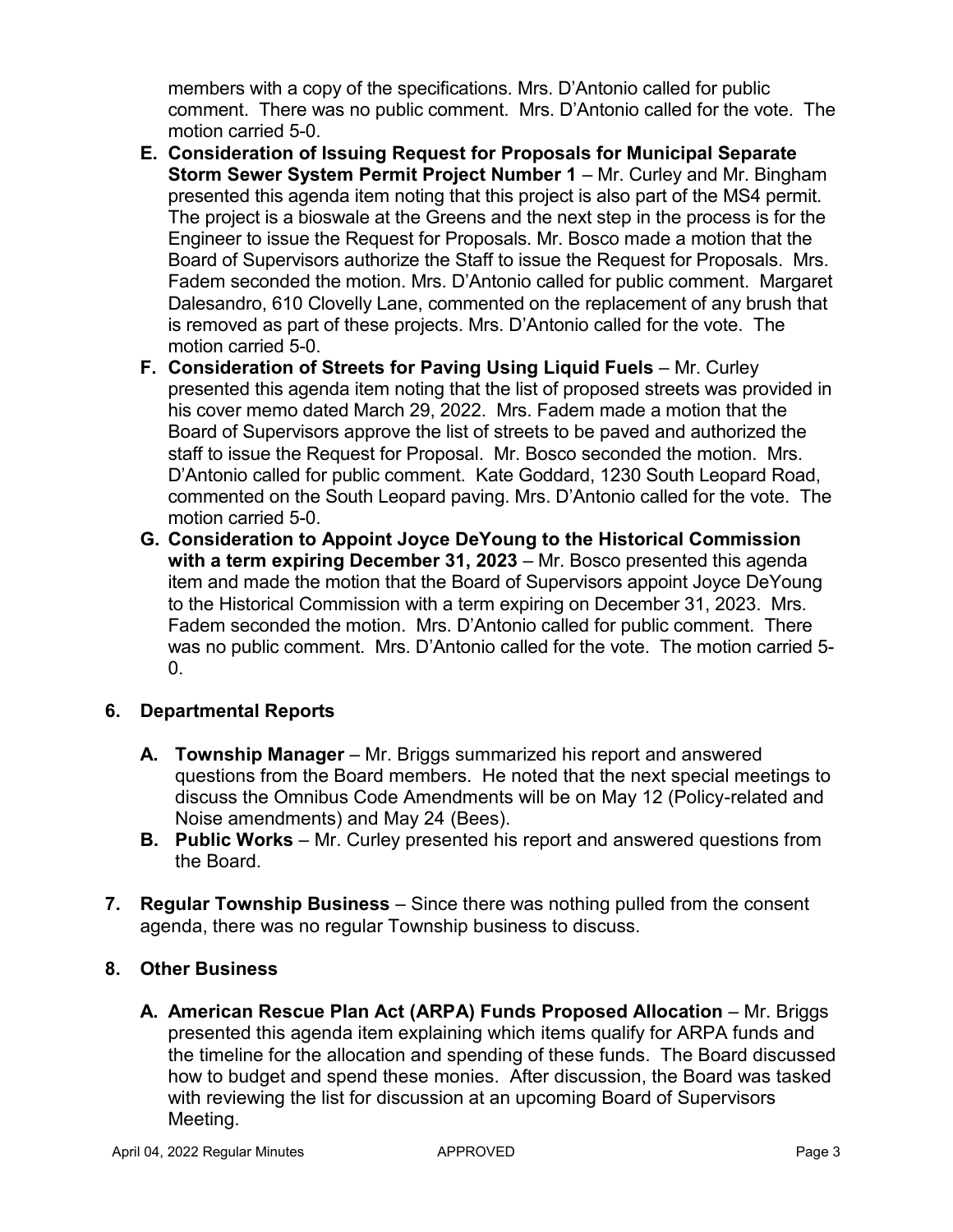members with a copy of the specifications. Mrs. D'Antonio called for public comment. There was no public comment. Mrs. D'Antonio called for the vote. The motion carried 5-0.

**E. Consideration of Issuing Request for Proposals for Municipal Separate Storm Sewer System Permit Project Number 1** – Mr. Curley and Mr. Bingham presented this agenda item noting that this project is also part of the MS4 permit. The project is a bioswale at the Greens and the next step in the process is for the Engineer to issue the Request for Proposals. Mr. Bosco made a motion that the Board of Supervisors authorize the Staff to issue the Request for Proposals. Mrs. Fadem seconded the motion. Mrs. D'Antonio called for public comment. Margaret Dalesandro, 610 Clovelly Lane, commented on the replacement of any brush that is removed as part of these projects. Mrs. D'Antonio called for the vote. The motion carried 5-0.

**F. Consideration of Streets for Paving Using Liquid Fuels** – Mr. Curley presented this agenda item noting that the list of proposed streets was provided in his cover memo dated March 29, 2022. Mrs. Fadem made a motion that the Board of Supervisors approve the list of streets to be paved and authorized the staff to issue the Request for Proposal. Mr. Bosco seconded the motion. Mrs. D'Antonio called for public comment. Kate Goddard, 1230 South Leopard Road, commented on the South Leopard paving. Mrs. D'Antonio called for the vote. The motion carried 5-0.

**G. Consideration to Appoint Joyce DeYoung to the Historical Commission with a term expiring December 31, 2023** – Mr. Bosco presented this agenda item and made the motion that the Board of Supervisors appoint Joyce DeYoung to the Historical Commission with a term expiring on December 31, 2023. Mrs. Fadem seconded the motion. Mrs. D'Antonio called for public comment. There was no public comment. Mrs. D'Antonio called for the vote. The motion carried 5-0.

## 6. Departmental Reports

**A. Township Manager** – Mr. Briggs summarized his report and answered questions from the Board members. He noted that the next special meetings to discuss the Omnibus Code Amendments will be on May 12 (Policy-related and Noise amendments) and May 24 (Bees).

**B. Public Works** – Mr. Curley presented his report and answered questions from the Board.

## 7. Regular Township Business

**Regular Township Business** – Since there was nothing pulled from the consent agenda, there was no regular Township business to discuss.

## 8. Other Business

**A. American Rescue Plan Act (ARPA) Funds Proposed Allocation** – Mr. Briggs presented this agenda item explaining which items qualify for ARPA funds and the timeline for the allocation and spending of these funds. The Board discussed how to budget and spend these monies. After discussion, the Board was tasked with reviewing the list for discussion at an upcoming Board of Supervisors Meeting.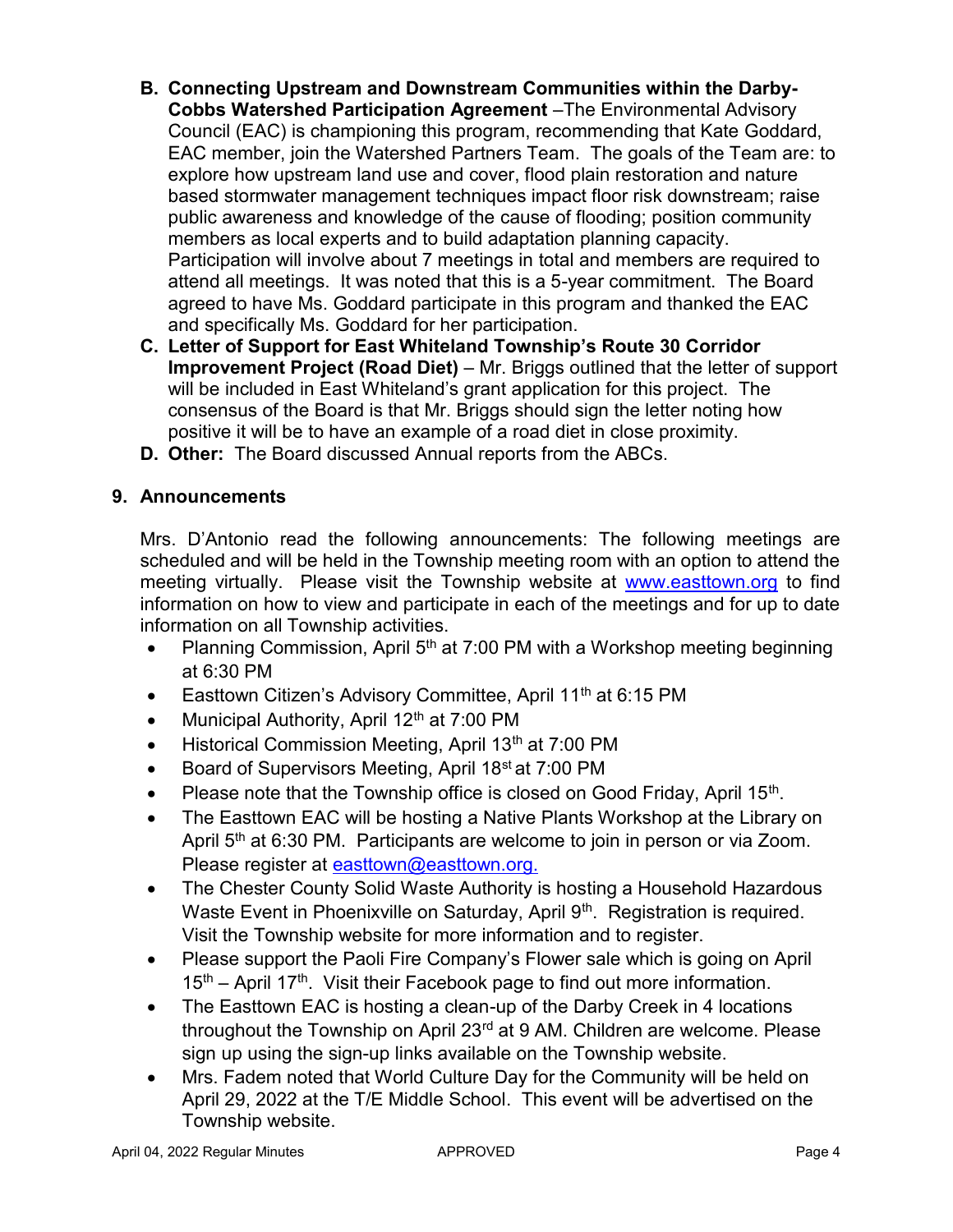**B. Connecting Upstream and Downstream Communities within the Darby-Cobbs Watershed Participation Agreement** –The Environmental Advisory Council (EAC) is championing this program, recommending that Kate Goddard, EAC member, join the Watershed Partners Team. The goals of the Team are: to explore how upstream land use and cover, flood plain restoration and nature based stormwater management techniques impact floor risk downstream; raise public awareness and knowledge of the cause of flooding; position community members as local experts and to build adaptation planning capacity. Participation will involve about 7 meetings in total and members are required to attend all meetings. It was noted that this is a 5-year commitment. The Board agreed to have Ms. Goddard participate in this program and thanked the EAC and specifically Ms. Goddard for her participation.

**C. Letter of Support for East Whiteland Township's Route 30 Corridor Improvement Project (Road Diet)** – Mr. Briggs outlined that the letter of support will be included in East Whiteland's grant application for this project. The consensus of the Board is that Mr. Briggs should sign the letter noting how positive it will be to have an example of a road diet in close proximity.

**D. Other:** The Board discussed Annual reports from the ABCs.

## 9. Announcements

Mrs. D'Antonio read the following announcements: The following meetings are scheduled and will be held in the Township meeting room with an option to attend the meeting virtually. Please visit the Township website at www.easttown.org to find information on how to view and participate in each of the meetings and for up to date information on all Township activities.

- Planning Commission, April 5th at 7:00 PM with a Workshop meeting beginning at 6:30 PM
- Easttown Citizen's Advisory Committee, April 11th at 6:15 PM
- Municipal Authority, April 12th at 7:00 PM
- Historical Commission Meeting, April 13th at 7:00 PM
- Board of Supervisors Meeting, April 18st at 7:00 PM
- Please note that the Township office is closed on Good Friday, April 15th.
- The Easttown EAC will be hosting a Native Plants Workshop at the Library on April 5th at 6:30 PM. Participants are welcome to join in person or via Zoom. Please register at easttown@easttown.org.
- The Chester County Solid Waste Authority is hosting a Household Hazardous Waste Event in Phoenixville on Saturday, April 9th. Registration is required. Visit the Township website for more information and to register.
- Please support the Paoli Fire Company's Flower sale which is going on April 15th – April 17th. Visit their Facebook page to find out more information.
- The Easttown EAC is hosting a clean-up of the Darby Creek in 4 locations throughout the Township on April 23rd at 9 AM. Children are welcome. Please sign up using the sign-up links available on the Township website.
- Mrs. Fadem noted that World Culture Day for the Community will be held on April 29, 2022 at the T/E Middle School. This event will be advertised on the Township website.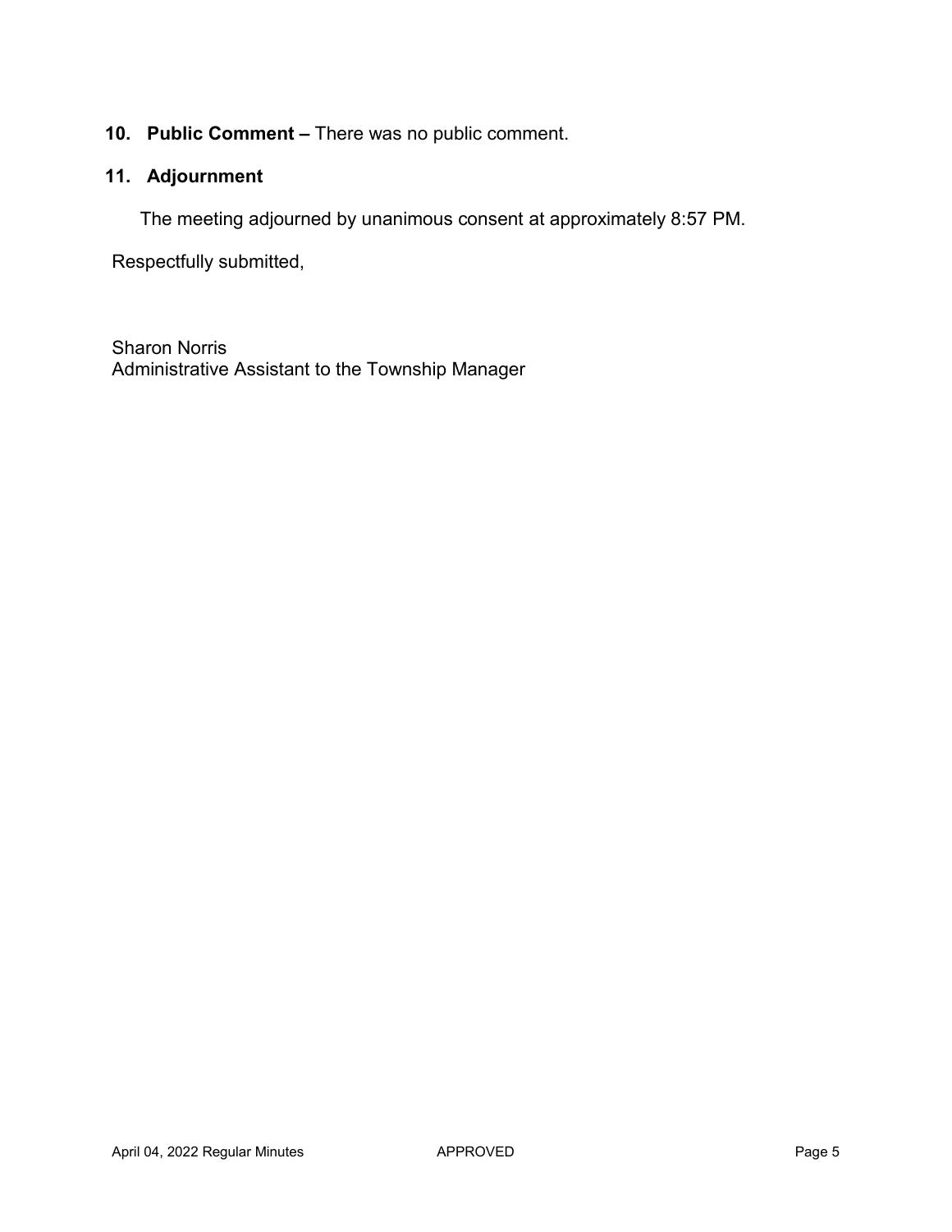**10. Public Comment –** There was no public comment.

**11. Adjournment**

The meeting adjourned by unanimous consent at approximately 8:57 PM.

Respectfully submitted,

Sharon Norris
Administrative Assistant to the Township Manager